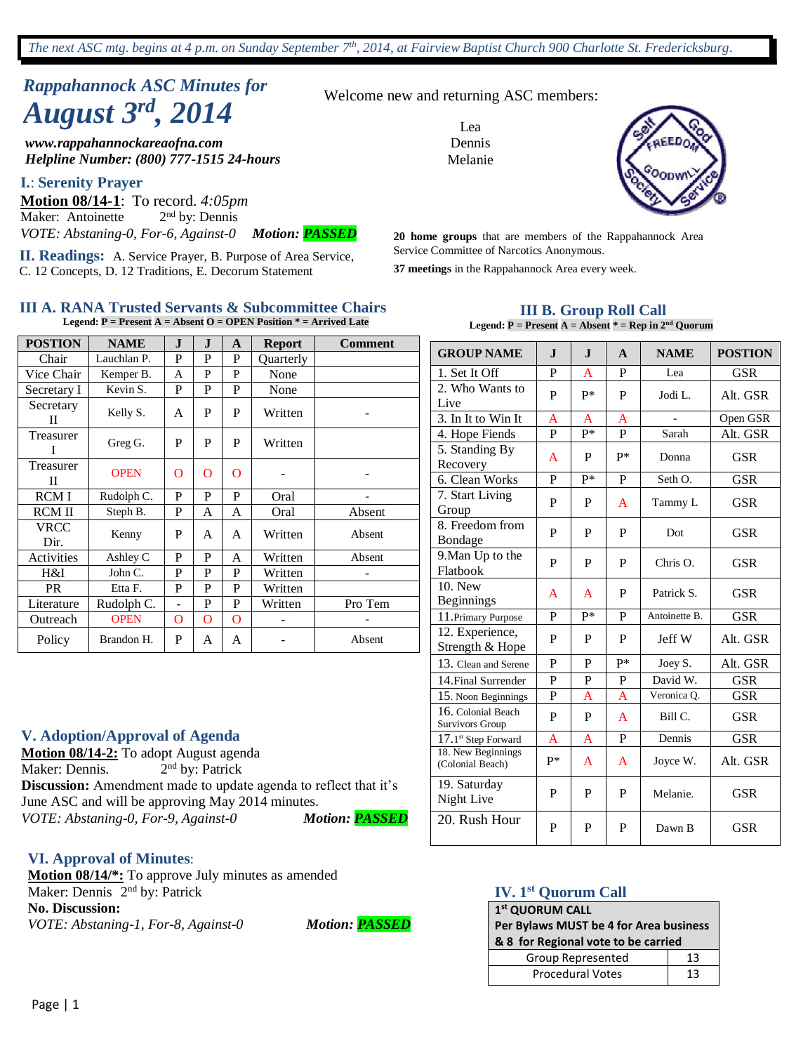*The next ASC mtg. begins at 4 p.m. on Sunday September 7th, 2014, at Fairview Baptist Church 900 Charlotte St. Fredericksburg.*

# *Rappahannock ASC Minutes for August 3rd, 2014*

***www.rappahannockareaofna.com***
***Helpline Number: (800) 777-1515 24-hours***

Welcome new and returning ASC members:

Lea
Dennis
Melanie

**20 home groups** that are members of the Rappahannock Area Service Committee of Narcotics Anonymous.

**37 meetings** in the Rappahannock Area every week.

## I.: Serenity Prayer

**Motion 08/14-1**: To record. *4:05pm*
Maker: Antoinette 2nd by: Dennis
*VOTE: Abstaning-0, For-6, Against-0* ***Motion: PASSED***

## II. Readings:

A. Service Prayer, B. Purpose of Area Service, C. 12 Concepts, D. 12 Traditions, E. Decorum Statement

## III A. RANA Trusted Servants & Subcommittee Chairs

**Legend: P = Present A = Absent O = OPEN Position * = Arrived Late**

| POSTION | NAME | J | J | A | Report | Comment |
|---|---|---|---|---|---|---|
| Chair | Lauchlan P. | P | P | P | Quarterly | |
| Vice Chair | Kemper B. | A | P | P | None | |
| Secretary I | Kevin S. | P | P | P | None | |
| Secretary II | Kelly S. | A | P | P | Written | - |
| Treasurer I | Greg G. | P | P | P | Written | |
| Treasurer II | OPEN | O | O | O | - | - |
| RCM I | Rudolph C. | P | P | P | Oral | - |
| RCM II | Steph B. | P | A | A | Oral | Absent |
| VRCC Dir. | Kenny | P | A | A | Written | Absent |
| Activities | Ashley C | P | P | A | Written | Absent |
| H&I | John C. | P | P | P | Written | - |
| PR | Etta F. | P | P | P | Written | |
| Literature | Rudolph C. | - | P | P | Written | Pro Tem |
| Outreach | OPEN | O | O | O | - | - |
| Policy | Brandon H. | P | A | A | - | Absent |

## III B. Group Roll Call

**Legend: P = Present A = Absent * = Rep in 2nd Quorum**

| GROUP NAME | J | J | A | NAME | POSTION |
|---|---|---|---|---|---|
| 1. Set It Off | P | A | P | Lea | GSR |
| 2. Who Wants to Live | P | P* | P | Jodi L. | Alt. GSR |
| 3. In It to Win It | A | A | A | - | Open GSR |
| 4. Hope Fiends | P | P* | P | Sarah | Alt. GSR |
| 5. Standing By Recovery | A | P | P* | Donna | GSR |
| 6. Clean Works | P | P* | P | Seth O. | GSR |
| 7. Start Living Group | P | P | A | Tammy L | GSR |
| 8. Freedom from Bondage | P | P | P | Dot | GSR |
| 9. Man Up to the Flatbook | P | P | P | Chris O. | GSR |
| 10. New Beginnings | A | A | P | Patrick S. | GSR |
| 11. Primary Purpose | P | P* | P | Antoinette B. | GSR |
| 12. Experience, Strength & Hope | P | P | P | Jeff W | Alt. GSR |
| 13. Clean and Serene | P | P | P* | Joey S. | Alt. GSR |
| 14. Final Surrender | P | P | P | David W. | GSR |
| 15. Noon Beginnings | P | A | A | Veronica Q. | GSR |
| 16. Colonial Beach Survivors Group | P | P | A | Bill C. | GSR |
| 17. 1st Step Forward | A | A | P | Dennis | GSR |
| 18. New Beginnings (Colonial Beach) | P* | A | A | Joyce W. | Alt. GSR |
| 19. Saturday Night Live | P | P | P | Melanie. | GSR |
| 20. Rush Hour | P | P | P | Dawn B | GSR |

## IV. 1st Quorum Call

| 1st QUORUM CALL Per Bylaws MUST be 4 for Area business & 8 for Regional vote to be carried | |
|---|---|
| Group Represented | 13 |
| Procedural Votes | 13 |

## V. Adoption/Approval of Agenda

**Motion 08/14-2:** To adopt August agenda
Maker: Dennis. 2nd by: Patrick
**Discussion:** Amendment made to update agenda to reflect that it's June ASC and will be approving May 2014 minutes.
*VOTE: Abstaning-0, For-9, Against-0* ***Motion: PASSED***

## VI. Approval of Minutes:

**Motion 08/14/*:** To approve July minutes as amended
Maker: Dennis 2nd by: Patrick
**No. Discussion:**
*VOTE: Abstaning-1, For-8, Against-0* ***Motion: PASSED***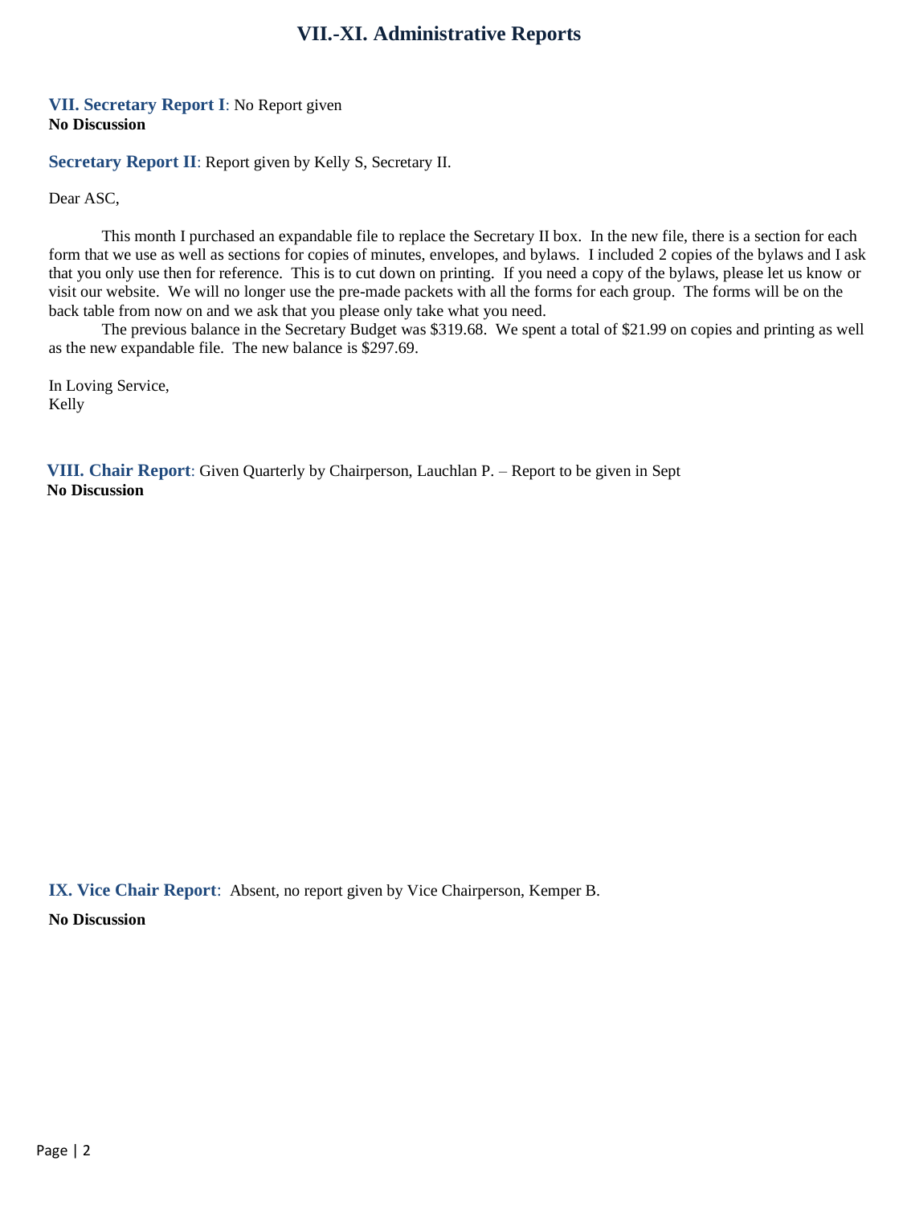# VII.-XI. Administrative Reports

**VII. Secretary Report I**: No Report given
**No Discussion**

**Secretary Report II**: Report given by Kelly S, Secretary II.

Dear ASC,

This month I purchased an expandable file to replace the Secretary II box. In the new file, there is a section for each form that we use as well as sections for copies of minutes, envelopes, and bylaws. I included 2 copies of the bylaws and I ask that you only use then for reference. This is to cut down on printing. If you need a copy of the bylaws, please let us know or visit our website. We will no longer use the pre-made packets with all the forms for each group. The forms will be on the back table from now on and we ask that you please only take what you need.

The previous balance in the Secretary Budget was $319.68. We spent a total of $21.99 on copies and printing as well as the new expandable file. The new balance is $297.69.

In Loving Service,
Kelly

**VIII. Chair Report**: Given Quarterly by Chairperson, Lauchlan P. – Report to be given in Sept
**No Discussion**

**IX. Vice Chair Report**: Absent, no report given by Vice Chairperson, Kemper B.

**No Discussion**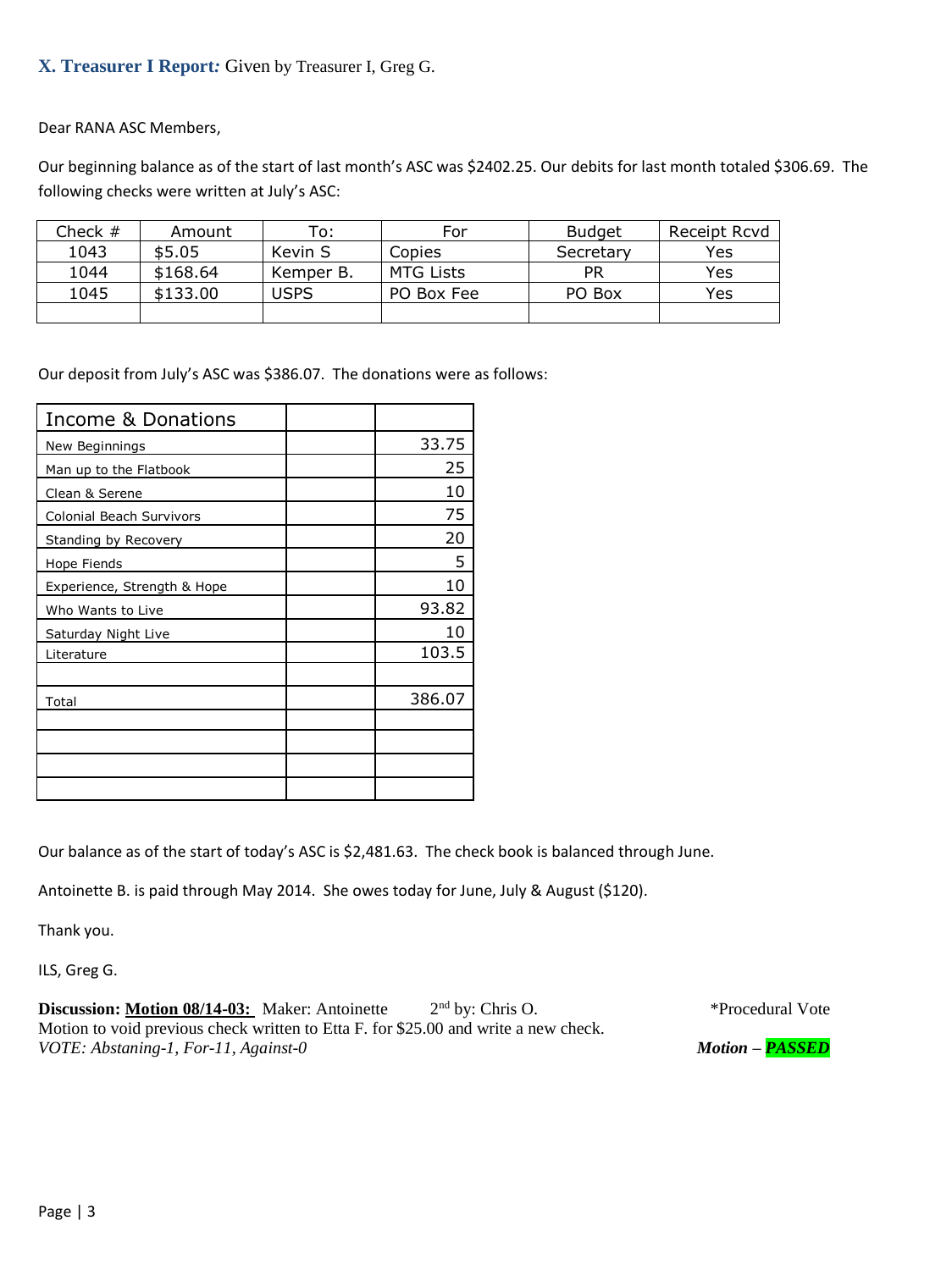### X. Treasurer I Report: Given by Treasurer I, Greg G.

Dear RANA ASC Members,

Our beginning balance as of the start of last month's ASC was $2402.25. Our debits for last month totaled $306.69. The following checks were written at July's ASC:

| Check # | Amount | To: | For | Budget | Receipt Rcvd |
|---|---|---|---|---|---|
| 1043 | $5.05 | Kevin S | Copies | Secretary | Yes |
| 1044 | $168.64 | Kemper B. | MTG Lists | PR | Yes |
| 1045 | $133.00 | USPS | PO Box Fee | PO Box | Yes |
| | | | | | |

Our deposit from July's ASC was $386.07. The donations were as follows:

| Income & Donations | | |
|---|---|---|
| New Beginnings | | 33.75 |
| Man up to the Flatbook | | 25 |
| Clean & Serene | | 10 |
| Colonial Beach Survivors | | 75 |
| Standing by Recovery | | 20 |
| Hope Fiends | | 5 |
| Experience, Strength & Hope | | 10 |
| Who Wants to Live | | 93.82 |
| Saturday Night Live | | 10 |
| Literature | | 103.5 |
| | | |
| Total | | 386.07 |
| | | |
| | | |
| | | |
| | | |

Our balance as of the start of today's ASC is $2,481.63. The check book is balanced through June.

Antoinette B. is paid through May 2014. She owes today for June, July & August ($120).

Thank you.

ILS, Greg G.

**Discussion:** **Motion 08/14-03:** Maker: Antoinette 2nd by: Chris O. *Procedural Vote
Motion to void previous check written to Etta F. for $25.00 and write a new check.
*VOTE: Abstaning-1, For-11, Against-0* ***Motion – PASSED***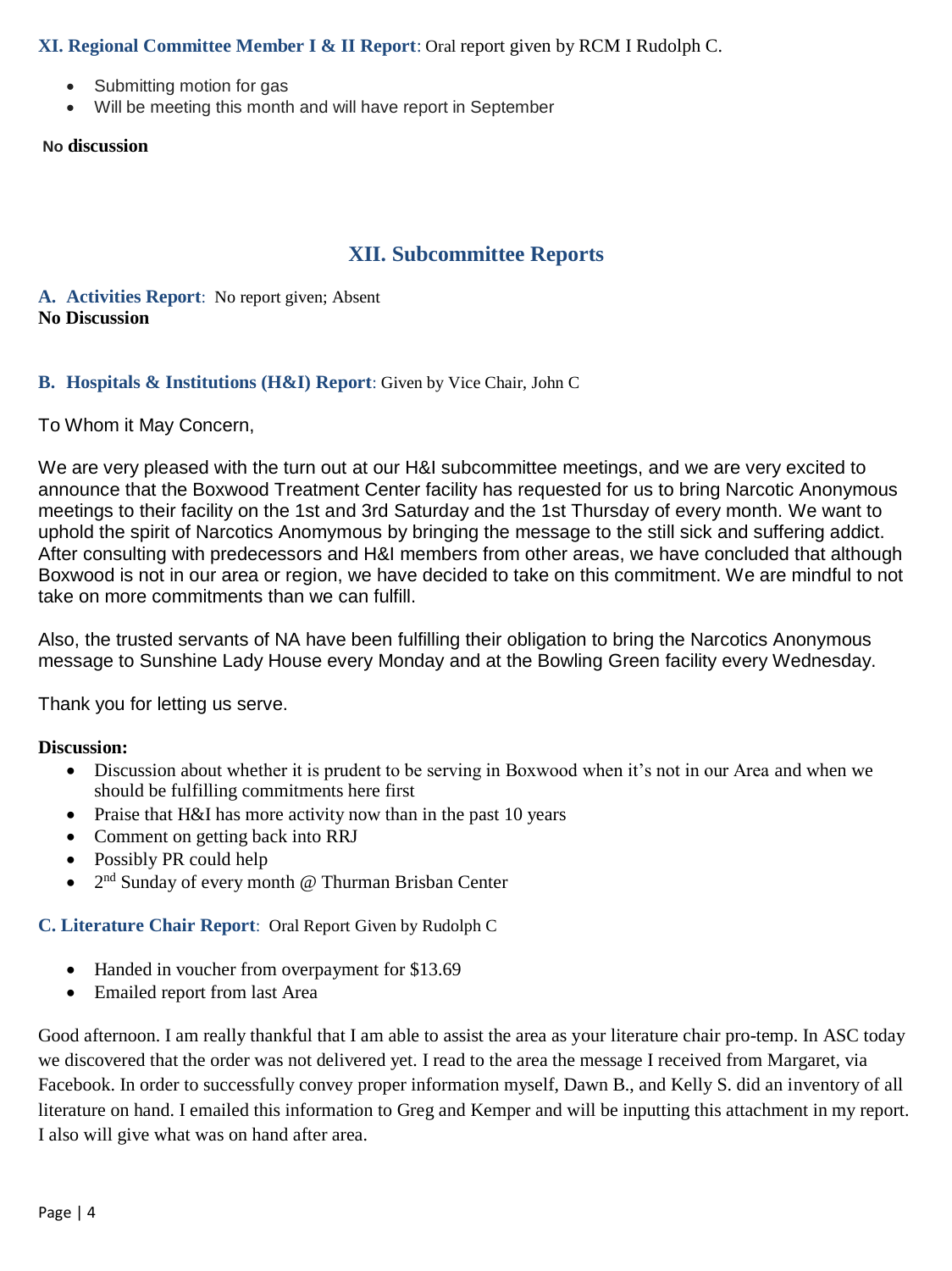**XI. Regional Committee Member I & II Report**: Oral report given by RCM I Rudolph C.

- Submitting motion for gas
- Will be meeting this month and will have report in September

**No discussion**

## XII. Subcommittee Reports

**A. Activities Report**: No report given; Absent
**No Discussion**

**B. Hospitals & Institutions (H&I) Report**: Given by Vice Chair, John C

To Whom it May Concern,

We are very pleased with the turn out at our H&I subcommittee meetings, and we are very excited to announce that the Boxwood Treatment Center facility has requested for us to bring Narcotic Anonymous meetings to their facility on the 1st and 3rd Saturday and the 1st Thursday of every month. We want to uphold the spirit of Narcotics Anomymous by bringing the message to the still sick and suffering addict. After consulting with predecessors and H&I members from other areas, we have concluded that although Boxwood is not in our area or region, we have decided to take on this commitment. We are mindful to not take on more commitments than we can fulfill.

Also, the trusted servants of NA have been fulfilling their obligation to bring the Narcotics Anonymous message to Sunshine Lady House every Monday and at the Bowling Green facility every Wednesday.

Thank you for letting us serve.

**Discussion:**

- Discussion about whether it is prudent to be serving in Boxwood when it's not in our Area and when we should be fulfilling commitments here first
- Praise that H&I has more activity now than in the past 10 years
- Comment on getting back into RRJ
- Possibly PR could help
- 2nd Sunday of every month @ Thurman Brisban Center

**C. Literature Chair Report**: Oral Report Given by Rudolph C

- Handed in voucher from overpayment for $13.69
- Emailed report from last Area

Good afternoon. I am really thankful that I am able to assist the area as your literature chair pro-temp. In ASC today we discovered that the order was not delivered yet. I read to the area the message I received from Margaret, via Facebook. In order to successfully convey proper information myself, Dawn B., and Kelly S. did an inventory of all literature on hand. I emailed this information to Greg and Kemper and will be inputting this attachment in my report. I also will give what was on hand after area.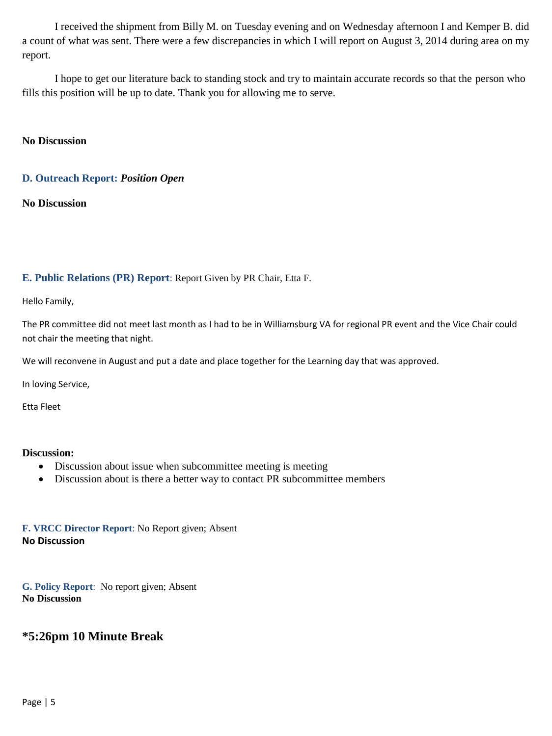I received the shipment from Billy M. on Tuesday evening and on Wednesday afternoon I and Kemper B. did a count of what was sent. There were a few discrepancies in which I will report on August 3, 2014 during area on my report.

I hope to get our literature back to standing stock and try to maintain accurate records so that the person who fills this position will be up to date. Thank you for allowing me to serve.

**No Discussion**

### D. Outreach Report: ***Position Open***

**No Discussion**

### E. Public Relations (PR) Report: Report Given by PR Chair, Etta F.

Hello Family,

The PR committee did not meet last month as I had to be in Williamsburg VA for regional PR event and the Vice Chair could not chair the meeting that night.

We will reconvene in August and put a date and place together for the Learning day that was approved.

In loving Service,

Etta Fleet

**Discussion:**

- Discussion about issue when subcommittee meeting is meeting
- Discussion about is there a better way to contact PR subcommittee members

### F. VRCC Director Report: No Report given; Absent

**No Discussion**

### G. Policy Report: No report given; Absent

**No Discussion**

## *5:26pm 10 Minute Break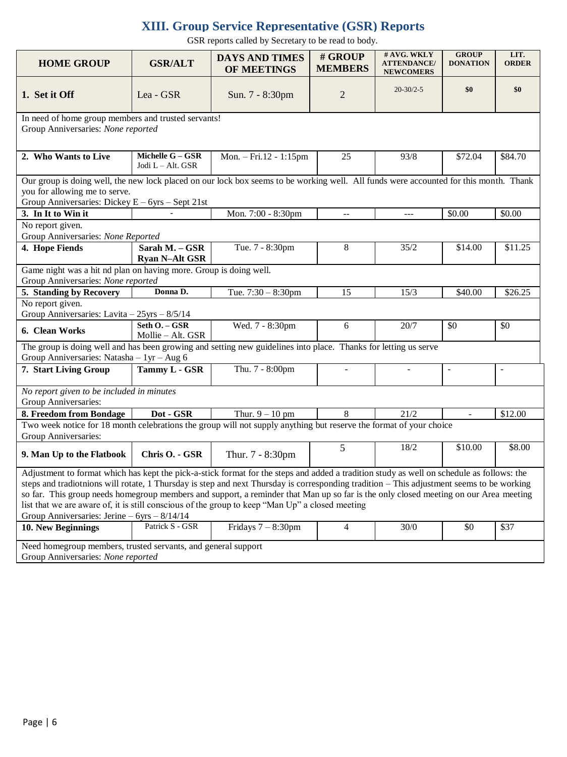## XIII. Group Service Representative (GSR) Reports

GSR reports called by Secretary to be read to body.

| HOME GROUP | GSR/ALT | DAYS AND TIMES OF MEETINGS | # GROUP MEMBERS | # AVG. WKLY ATTENDANCE/ NEWCOMERS | GROUP DONATION | LIT. ORDER |
|---|---|---|---|---|---|---|
| **1. Set it Off** | Lea - GSR | Sun. 7 - 8:30pm | 2 | 20-30/2-5 | **$0** | **$0** |
| In need of home group members and trusted servants!<br>Group Anniversaries: *None reported* | | | | | | |
| **2. Who Wants to Live** | **Michelle G – GSR**<br>Jodi L – Alt. GSR | Mon. – Fri.12 - 1:15pm | 25 | 93/8 | $72.04 | $84.70 |
| Our group is doing well, the new lock placed on our lock box seems to be working well. All funds were accounted for this month. Thank you for allowing me to serve.<br>Group Anniversaries: Dickey E – 6yrs – Sept 21st | | | | | | |
| **3. In It to Win it** | - | Mon. 7:00 - 8:30pm | -- | --- | $0.00 | $0.00 |
| No report given.<br>Group Anniversaries: *None Reported* | | | | | | |
| **4. Hope Fiends** | **Sarah M. – GSR**<br>**Ryan N–Alt GSR** | Tue. 7 - 8:30pm | 8 | 35/2 | $14.00 | $11.25 |
| Game night was a hit nd plan on having more. Group is doing well.<br>Group Anniversaries: *None reported* | | | | | | |
| **5. Standing by Recovery** | **Donna D.** | Tue. 7:30 – 8:30pm | 15 | 15/3 | $40.00 | $26.25 |
| No report given.<br>Group Anniversaries: Lavita – 25yrs – 8/5/14 | | | | | | |
| **6. Clean Works** | **Seth O. – GSR**<br>Mollie – Alt. GSR | Wed. 7 - 8:30pm | 6 | 20/7 | $0 | $0 |
| The group is doing well and has been growing and setting new guidelines into place. Thanks for letting us serve<br>Group Anniversaries: Natasha – 1yr – Aug 6 | | | | | | |
| **7. Start Living Group** | **Tammy L - GSR** | Thu. 7 - 8:00pm | - | - | - | - |
| *No report given to be included in minutes*<br>Group Anniversaries: | | | | | | |
| **8. Freedom from Bondage** | **Dot - GSR** | Thur. 9 – 10 pm | 8 | 21/2 | - | $12.00 |
| Two week notice for 18 month celebrations the group will not supply anything but reserve the format of your choice<br>Group Anniversaries: | | | | | | |
| **9. Man Up to the Flatbook** | **Chris O. - GSR** | Thur. 7 - 8:30pm | 5 | 18/2 | $10.00 | $8.00 |
| Adjustment to format which has kept the pick-a-stick format for the steps and added a tradition study as well on schedule as follows: the steps and tradiotnions will rotate, 1 Thursday is step and next Thursday is corresponding tradition – This adjustment seems to be working so far. This group needs homegroup members and support, a reminder that Man up so far is the only closed meeting on our Area meeting list that we are aware of, it is still conscious of the group to keep "Man Up" a closed meeting<br>Group Anniversaries: Jerine – 6yrs – 8/14/14 | | | | | | |
| **10. New Beginnings** | Patrick S - GSR | Fridays 7 – 8:30pm | 4 | 30/0 | $0 | $37 |
| Need homegroup members, trusted servants, and general support<br>Group Anniversaries: *None reported* | | | | | | |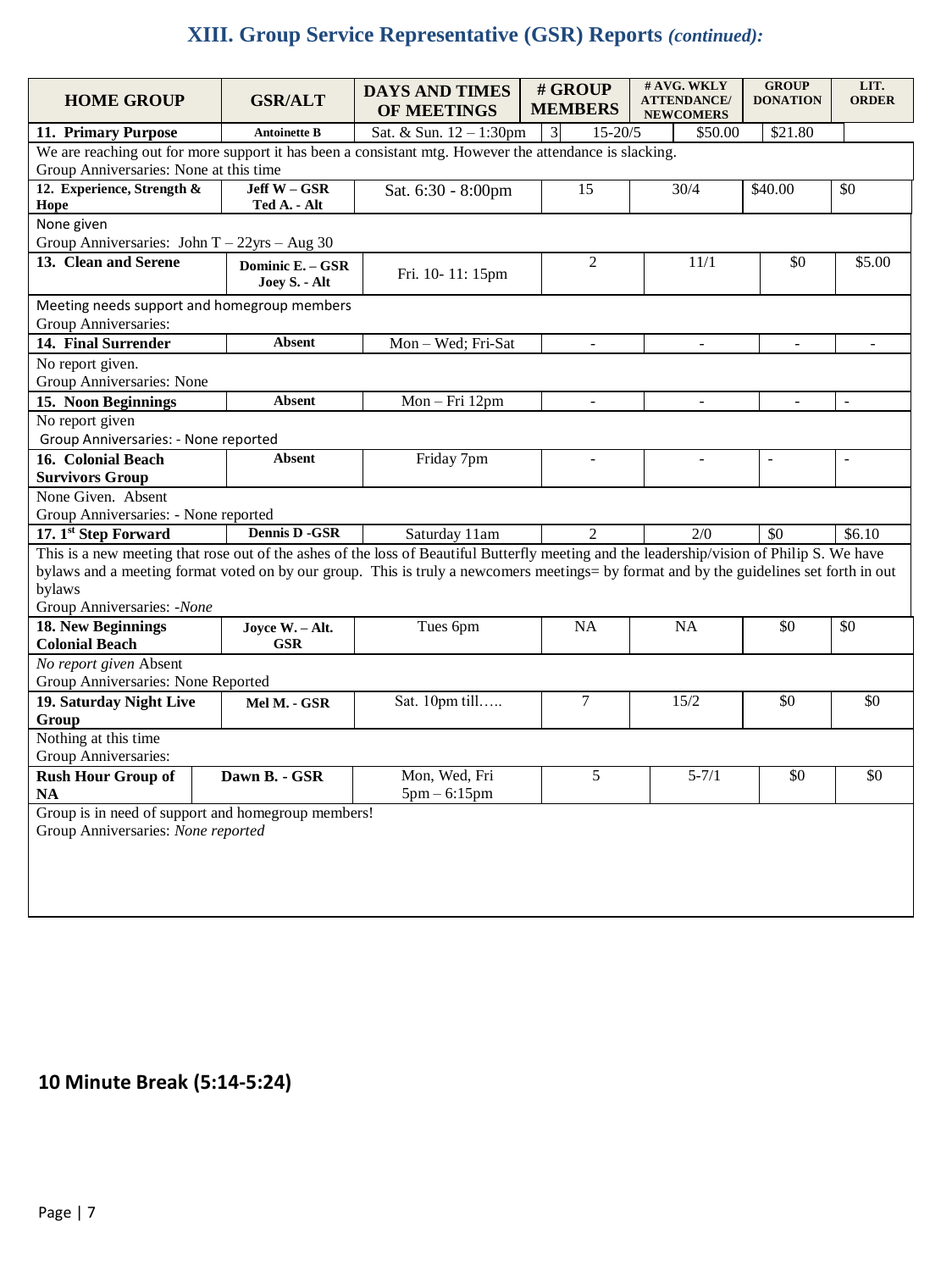## XIII. Group Service Representative (GSR) Reports *(continued):*

| HOME GROUP | GSR/ALT | DAYS AND TIMES OF MEETINGS | # GROUP MEMBERS | # AVG. WKLY ATTENDANCE/ NEWCOMERS | GROUP DONATION | LIT. ORDER |
|---|---|---|---|---|---|---|
| **11. Primary Purpose** | **Antoinette B** | Sat. & Sun. 12 – 1:30pm | 3 | 15-20/5 | $50.00 | $21.80 |
| We are reaching out for more support it has been a consistant mtg. However the attendance is slacking.<br>Group Anniversaries: None at this time | | | | | | |
| **12. Experience, Strength & Hope** | **Jeff W – GSR**<br>**Ted A. - Alt** | Sat. 6:30 - 8:00pm | 15 | 30/4 | $40.00 | $0 |
| None given<br>Group Anniversaries: John T – 22yrs – Aug 30 | | | | | | |
| **13. Clean and Serene** | **Dominic E. – GSR**<br>**Joey S. - Alt** | Fri. 10- 11: 15pm | 2 | 11/1 | $0 | $5.00 |
| Meeting needs support and homegroup members<br>Group Anniversaries: | | | | | | |
| **14. Final Surrender** | **Absent** | Mon – Wed; Fri-Sat | - | - | - | - |
| No report given.<br>Group Anniversaries: None | | | | | | |
| **15. Noon Beginnings** | **Absent** | Mon – Fri 12pm | - | - | - | - |
| No report given<br>Group Anniversaries: - None reported | | | | | | |
| **16. Colonial Beach Survivors Group** | **Absent** | Friday 7pm | - | - | - | - |
| None Given. Absent<br>Group Anniversaries: - None reported | | | | | | |
| **17. 1st Step Forward** | **Dennis D -GSR** | Saturday 11am | 2 | 2/0 | $0 | $6.10 |
| This is a new meeting that rose out of the ashes of the loss of Beautiful Butterfly meeting and the leadership/vision of Philip S. We have bylaws and a meeting format voted on by our group. This is truly a newcomers meetings= by format and by the guidelines set forth in out bylaws<br>Group Anniversaries: *-None* | | | | | | |
| **18. New Beginnings Colonial Beach** | **Joyce W. – Alt. GSR** | Tues 6pm | NA | NA | $0 | $0 |
| *No report given* Absent<br>Group Anniversaries: None Reported | | | | | | |
| **19. Saturday Night Live Group** | **Mel M. - GSR** | Sat. 10pm till….. | 7 | 15/2 | $0 | $0 |
| Nothing at this time<br>Group Anniversaries: | | | | | | |
| **Rush Hour Group of NA** | **Dawn B. - GSR** | Mon, Wed, Fri<br>5pm – 6:15pm | 5 | 5-7/1 | $0 | $0 |
| Group is in need of support and homegroup members!<br>Group Anniversaries: *None reported* | | | | | | |

### 10 Minute Break (5:14-5:24)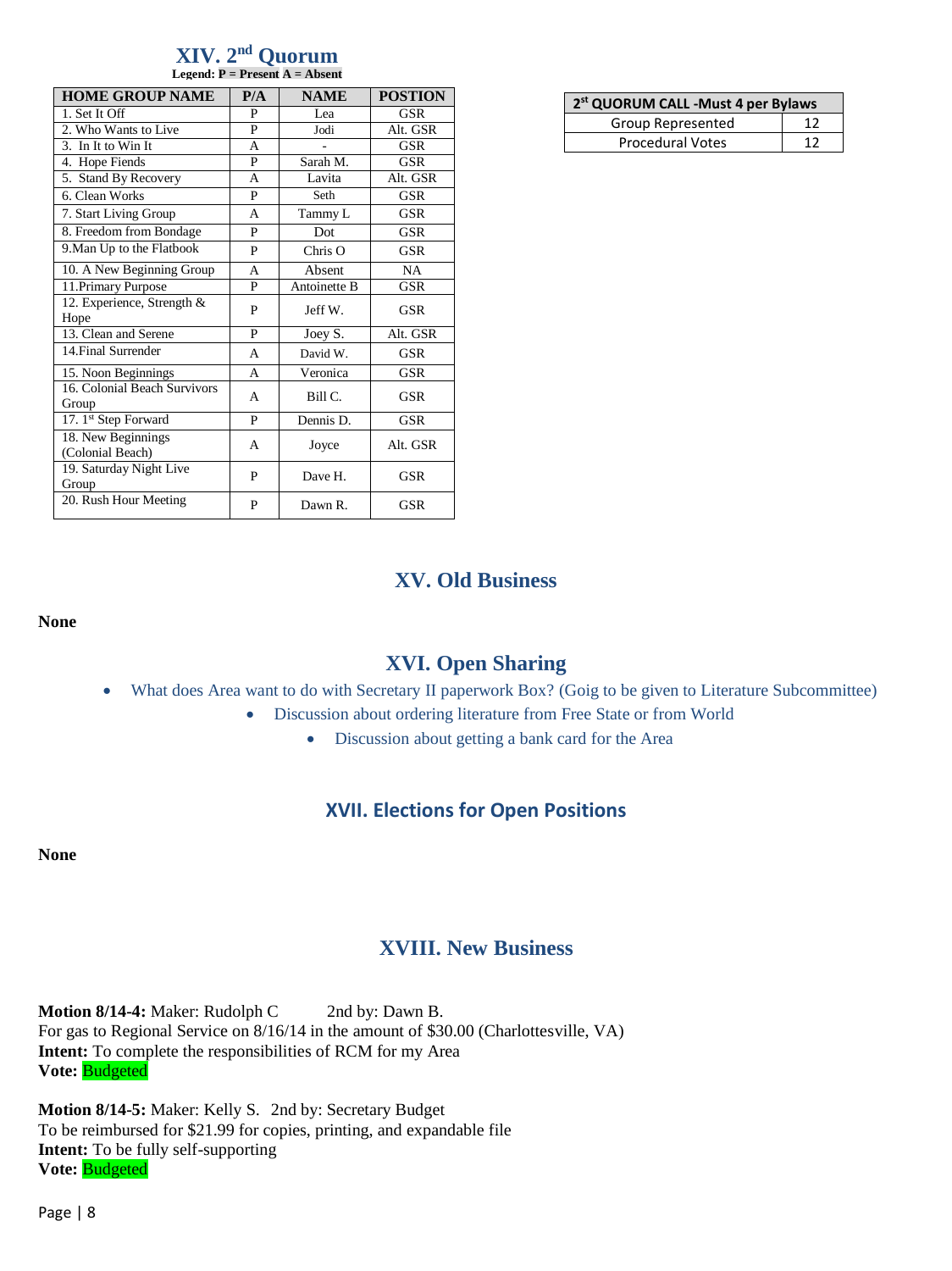## XIV. 2nd Quorum

**Legend: P = Present A = Absent**

| HOME GROUP NAME | P/A | NAME | POSTION |
|---|---|---|---|
| 1. Set It Off | P | Lea | GSR |
| 2. Who Wants to Live | P | Jodi | Alt. GSR |
| 3. In It to Win It | A | - | GSR |
| 4. Hope Fiends | P | Sarah M. | GSR |
| 5. Stand By Recovery | A | Lavita | Alt. GSR |
| 6. Clean Works | P | Seth | GSR |
| 7. Start Living Group | A | Tammy L | GSR |
| 8. Freedom from Bondage | P | Dot | GSR |
| 9.Man Up to the Flatbook | P | Chris O | GSR |
| 10. A New Beginning Group | A | Absent | NA |
| 11.Primary Purpose | P | Antoinette B | GSR |
| 12. Experience, Strength & Hope | P | Jeff W. | GSR |
| 13. Clean and Serene | P | Joey S. | Alt. GSR |
| 14.Final Surrender | A | David W. | GSR |
| 15. Noon Beginnings | A | Veronica | GSR |
| 16. Colonial Beach Survivors Group | A | Bill C. | GSR |
| 17. 1st Step Forward | P | Dennis D. | GSR |
| 18. New Beginnings (Colonial Beach) | A | Joyce | Alt. GSR |
| 19. Saturday Night Live Group | P | Dave H. | GSR |
| 20. Rush Hour Meeting | P | Dawn R. | GSR |

| 2st QUORUM CALL -Must 4 per Bylaws | |
|---|---|
| Group Represented | 12 |
| Procedural Votes | 12 |

## XV. Old Business

**None**

## XVI. Open Sharing

- What does Area want to do with Secretary II paperwork Box? (Goig to be given to Literature Subcommittee)
- Discussion about ordering literature from Free State or from World
- Discussion about getting a bank card for the Area

## XVII. Elections for Open Positions

**None**

## XVIII. New Business

**Motion 8/14-4:** Maker: Rudolph C 2nd by: Dawn B.
For gas to Regional Service on 8/16/14 in the amount of $30.00 (Charlottesville, VA)
**Intent:** To complete the responsibilities of RCM for my Area
**Vote:** Budgeted

**Motion 8/14-5:** Maker: Kelly S. 2nd by: Secretary Budget
To be reimbursed for $21.99 for copies, printing, and expandable file
**Intent:** To be fully self-supporting
**Vote:** Budgeted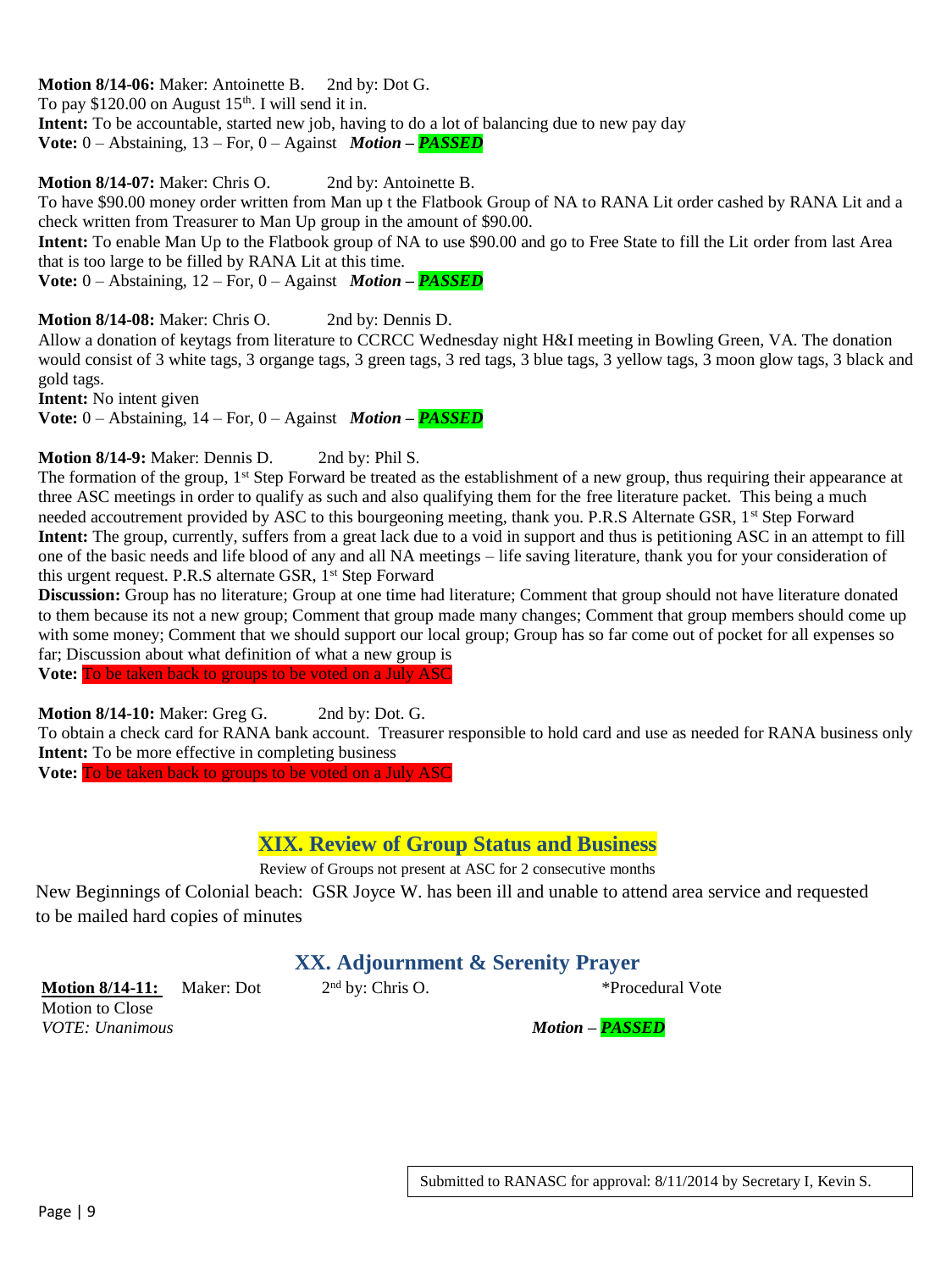**Motion 8/14-06:** Maker: Antoinette B.  2nd by: Dot G.
To pay $120.00 on August 15th. I will send it in.
**Intent:** To be accountable, started new job, having to do a lot of balancing due to new pay day
**Vote:** 0 – Abstaining, 13 – For, 0 – Against ***Motion – PASSED***

**Motion 8/14-07:** Maker: Chris O.  2nd by: Antoinette B.
To have $90.00 money order written from Man up t the Flatbook Group of NA to RANA Lit order cashed by RANA Lit and a check written from Treasurer to Man Up group in the amount of $90.00.
**Intent:** To enable Man Up to the Flatbook group of NA to use $90.00 and go to Free State to fill the Lit order from last Area that is too large to be filled by RANA Lit at this time.
**Vote:** 0 – Abstaining, 12 – For, 0 – Against ***Motion – PASSED***

**Motion 8/14-08:** Maker: Chris O.  2nd by: Dennis D.
Allow a donation of keytags from literature to CCRCC Wednesday night H&I meeting in Bowling Green, VA. The donation would consist of 3 white tags, 3 organge tags, 3 green tags, 3 red tags, 3 blue tags, 3 yellow tags, 3 moon glow tags, 3 black and gold tags.
**Intent:** No intent given
**Vote:** 0 – Abstaining, 14 – For, 0 – Against ***Motion – PASSED***

**Motion 8/14-9:** Maker: Dennis D.  2nd by: Phil S.
The formation of the group, 1st Step Forward be treated as the establishment of a new group, thus requiring their appearance at three ASC meetings in order to qualify as such and also qualifying them for the free literature packet. This being a much needed accoutrement provided by ASC to this bourgeoning meeting, thank you. P.R.S Alternate GSR, 1st Step Forward
**Intent:** The group, currently, suffers from a great lack due to a void in support and thus is petitioning ASC in an attempt to fill one of the basic needs and life blood of any and all NA meetings – life saving literature, thank you for your consideration of this urgent request. P.R.S alternate GSR, 1st Step Forward
**Discussion:** Group has no literature; Group at one time had literature; Comment that group should not have literature donated to them because its not a new group; Comment that group made many changes; Comment that group members should come up with some money; Comment that we should support our local group; Group has so far come out of pocket for all expenses so far; Discussion about what definition of what a new group is
**Vote:** To be taken back to groups to be voted on a July ASC

**Motion 8/14-10:** Maker: Greg G.  2nd by: Dot. G.
To obtain a check card for RANA bank account. Treasurer responsible to hold card and use as needed for RANA business only
**Intent:** To be more effective in completing business
**Vote:** To be taken back to groups to be voted on a July ASC

## XIX. Review of Group Status and Business

Review of Groups not present at ASC for 2 consecutive months

New Beginnings of Colonial beach: GSR Joyce W. has been ill and unable to attend area service and requested to be mailed hard copies of minutes

## XX. Adjournment & Serenity Prayer

**Motion 8/14-11:** Maker: Dot  2nd by: Chris O.  *Procedural Vote
Motion to Close
*VOTE: Unanimous*  ***Motion – PASSED***

Submitted to RANASC for approval: 8/11/2014 by Secretary I, Kevin S.